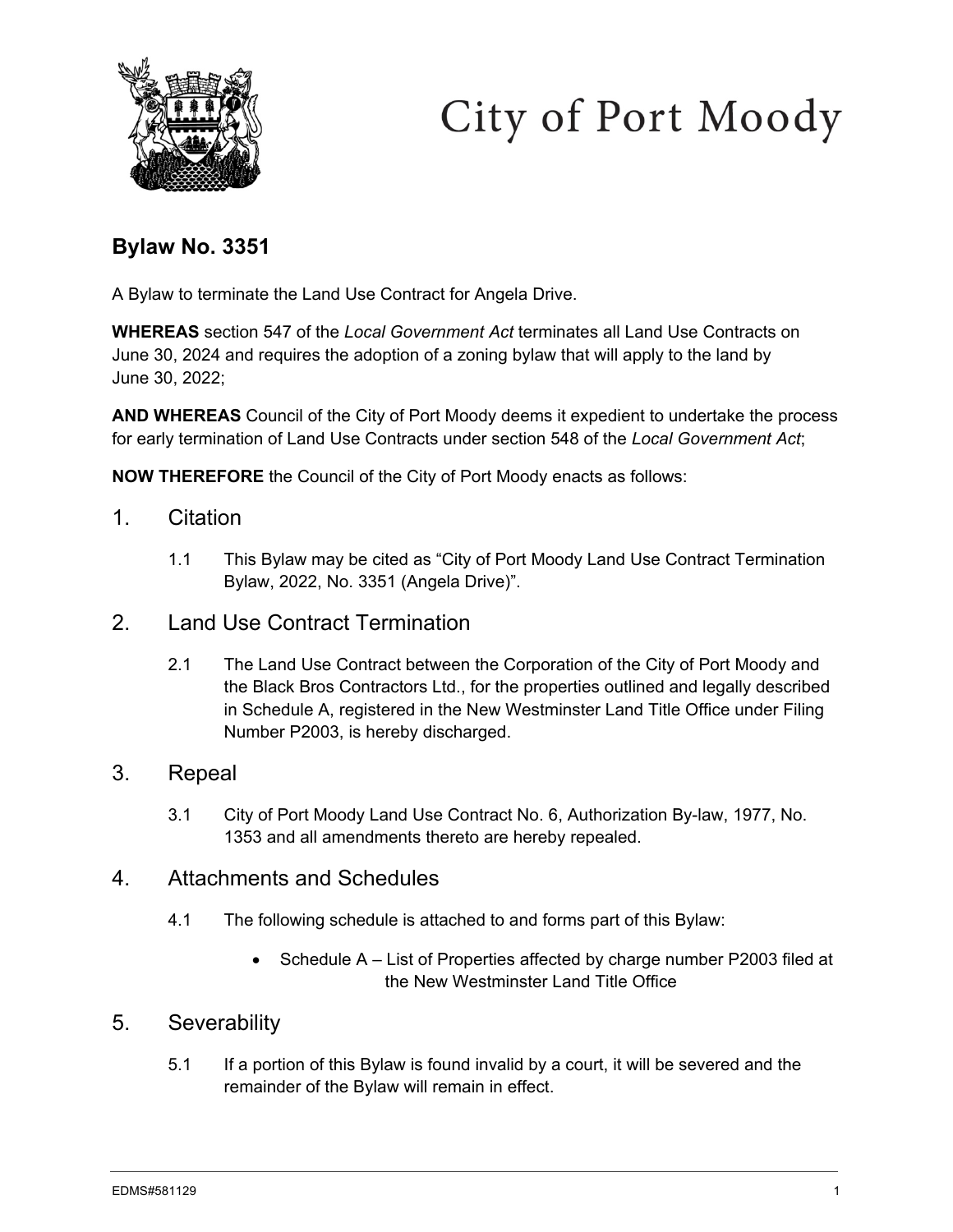City of Port Moody

## Bylaw No. 3351

A Bylaw to terminate the Land Use Contract for Angela Drive.

**WHEREAS** section 547 of the *Local Government Act* terminates all Land Use Contracts on June 30, 2024 and requires the adoption of a zoning bylaw that will apply to the land by June 30, 2022;

**AND WHEREAS** Council of the City of Port Moody deems it expedient to undertake the process for early termination of Land Use Contracts under section 548 of the *Local Government Act*;

**NOW THEREFORE** the Council of the City of Port Moody enacts as follows:

## 1. Citation

1.1 This Bylaw may be cited as "City of Port Moody Land Use Contract Termination Bylaw, 2022, No. 3351 (Angela Drive)".

## 2. Land Use Contract Termination

2.1 The Land Use Contract between the Corporation of the City of Port Moody and the Black Bros Contractors Ltd., for the properties outlined and legally described in Schedule A, registered in the New Westminster Land Title Office under Filing Number P2003, is hereby discharged.

## 3. Repeal

3.1 City of Port Moody Land Use Contract No. 6, Authorization By-law, 1977, No. 1353 and all amendments thereto are hereby repealed.

## 4. Attachments and Schedules

4.1 The following schedule is attached to and forms part of this Bylaw:

- Schedule A – List of Properties affected by charge number P2003 filed at the New Westminster Land Title Office

## 5. Severability

5.1 If a portion of this Bylaw is found invalid by a court, it will be severed and the remainder of the Bylaw will remain in effect.

EDMS#581129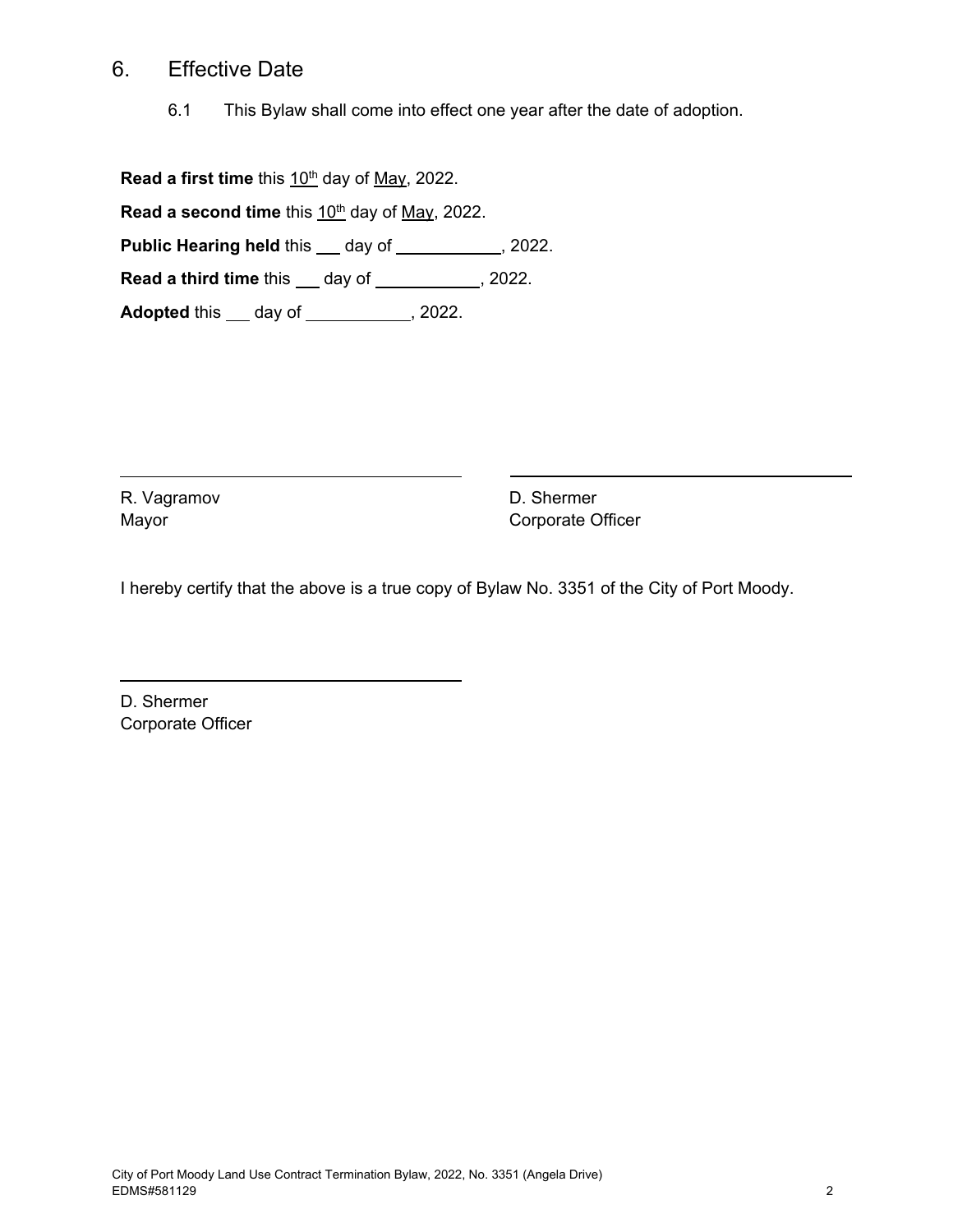## 6. Effective Date

6.1 This Bylaw shall come into effect one year after the date of adoption.

**Read a first time** this 10th day of May, 2022.

**Read a second time** this 10th day of May, 2022.

**Public Hearing held** this ___ day of ___________, 2022.

**Read a third time** this ___ day of ___________, 2022.

**Adopted** this ___ day of ___________, 2022.

_________________________________

R. Vagramov
Mayor

_________________________________

D. Shermer
Corporate Officer

I hereby certify that the above is a true copy of Bylaw No. 3351 of the City of Port Moody.

_________________________________

D. Shermer
Corporate Officer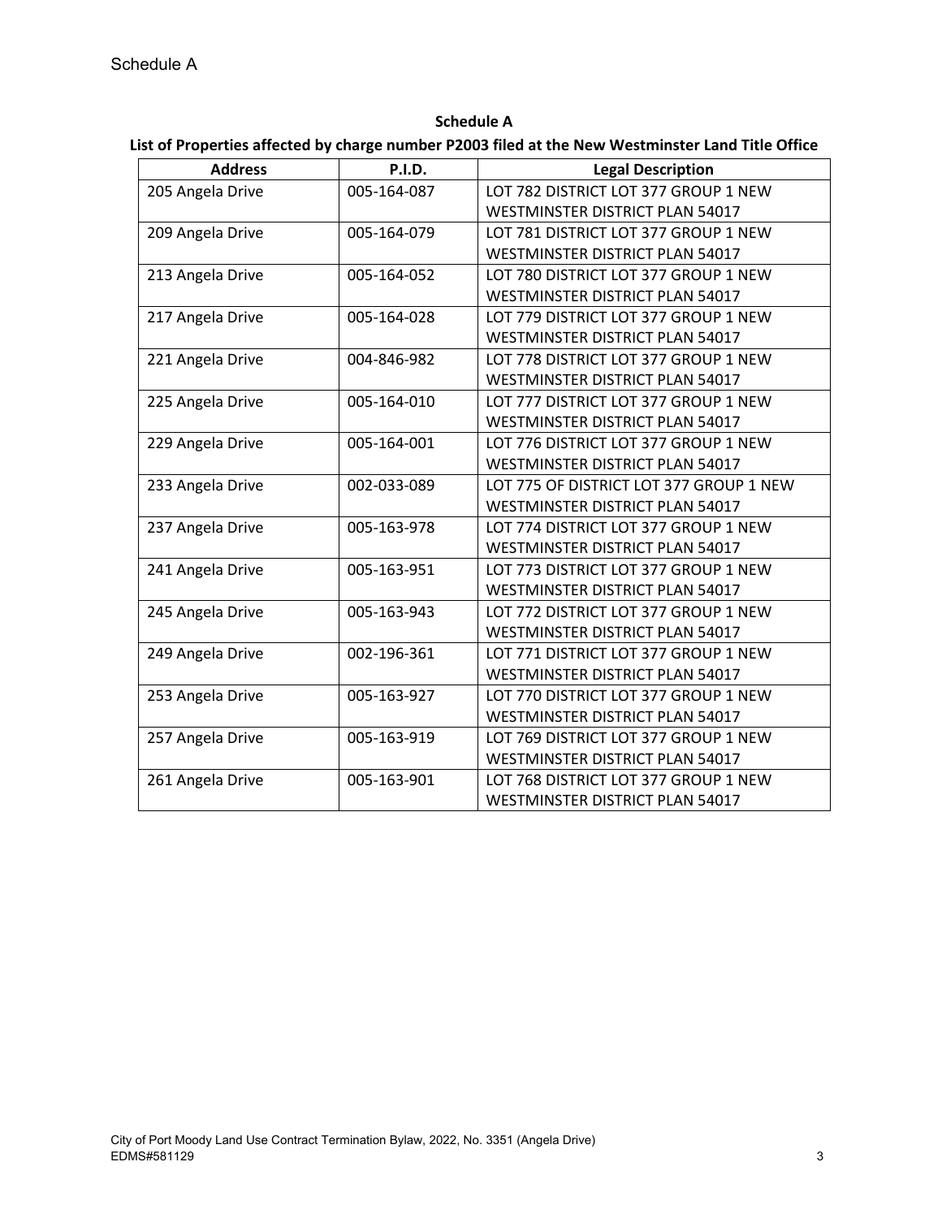Schedule A

**Schedule A**

**List of Properties affected by charge number P2003 filed at the New Westminster Land Title Office**

| Address | P.I.D. | Legal Description |
|---|---|---|
| 205 Angela Drive | 005-164-087 | LOT 782 DISTRICT LOT 377 GROUP 1 NEW WESTMINSTER DISTRICT PLAN 54017 |
| 209 Angela Drive | 005-164-079 | LOT 781 DISTRICT LOT 377 GROUP 1 NEW WESTMINSTER DISTRICT PLAN 54017 |
| 213 Angela Drive | 005-164-052 | LOT 780 DISTRICT LOT 377 GROUP 1 NEW WESTMINSTER DISTRICT PLAN 54017 |
| 217 Angela Drive | 005-164-028 | LOT 779 DISTRICT LOT 377 GROUP 1 NEW WESTMINSTER DISTRICT PLAN 54017 |
| 221 Angela Drive | 004-846-982 | LOT 778 DISTRICT LOT 377 GROUP 1 NEW WESTMINSTER DISTRICT PLAN 54017 |
| 225 Angela Drive | 005-164-010 | LOT 777 DISTRICT LOT 377 GROUP 1 NEW WESTMINSTER DISTRICT PLAN 54017 |
| 229 Angela Drive | 005-164-001 | LOT 776 DISTRICT LOT 377 GROUP 1 NEW WESTMINSTER DISTRICT PLAN 54017 |
| 233 Angela Drive | 002-033-089 | LOT 775 OF DISTRICT LOT 377 GROUP 1 NEW WESTMINSTER DISTRICT PLAN 54017 |
| 237 Angela Drive | 005-163-978 | LOT 774 DISTRICT LOT 377 GROUP 1 NEW WESTMINSTER DISTRICT PLAN 54017 |
| 241 Angela Drive | 005-163-951 | LOT 773 DISTRICT LOT 377 GROUP 1 NEW WESTMINSTER DISTRICT PLAN 54017 |
| 245 Angela Drive | 005-163-943 | LOT 772 DISTRICT LOT 377 GROUP 1 NEW WESTMINSTER DISTRICT PLAN 54017 |
| 249 Angela Drive | 002-196-361 | LOT 771 DISTRICT LOT 377 GROUP 1 NEW WESTMINSTER DISTRICT PLAN 54017 |
| 253 Angela Drive | 005-163-927 | LOT 770 DISTRICT LOT 377 GROUP 1 NEW WESTMINSTER DISTRICT PLAN 54017 |
| 257 Angela Drive | 005-163-919 | LOT 769 DISTRICT LOT 377 GROUP 1 NEW WESTMINSTER DISTRICT PLAN 54017 |
| 261 Angela Drive | 005-163-901 | LOT 768 DISTRICT LOT 377 GROUP 1 NEW WESTMINSTER DISTRICT PLAN 54017 |